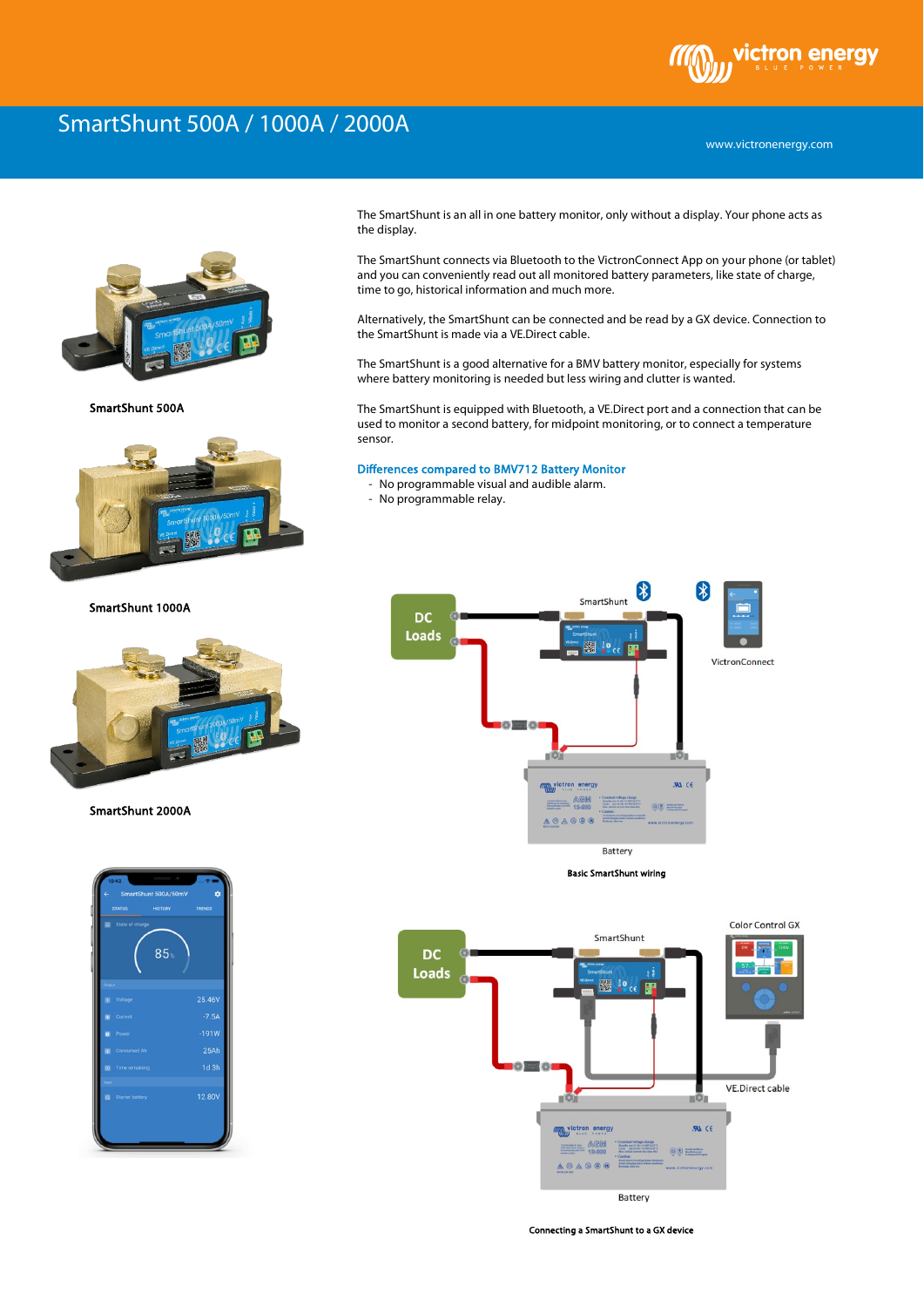# SmartShunt 500A / 1000A / 2000A

The SmartShunt is an all in one battery monitor, only without a display. Your phone acts as the display.

The SmartShunt connects via Bluetooth to the VictronConnect App on your phone (or tablet) and you can conveniently read out all monitored battery parameters, like state of charge, time to go, historical information and much more.

Alternatively, the SmartShunt can be connected and be read by a GX device. Connection to the SmartShunt is made via a VE.Direct cable.

The SmartShunt is a good alternative for a BMV battery monitor, especially for systems where battery monitoring is needed but less wiring and clutter is wanted.

The SmartShunt is equipped with Bluetooth, a VE.Direct port and a connection that can be used to monitor a second battery, for midpoint monitoring, or to connect a temperature sensor.

### Differences compared to BMV712 Battery Monitor

- No programmable visual and audible alarm.
- No programmable relay.

SmartShunt 500A

SmartShunt 1000A

SmartShunt 2000A

Basic SmartShunt wiring

Connecting a SmartShunt to a GX device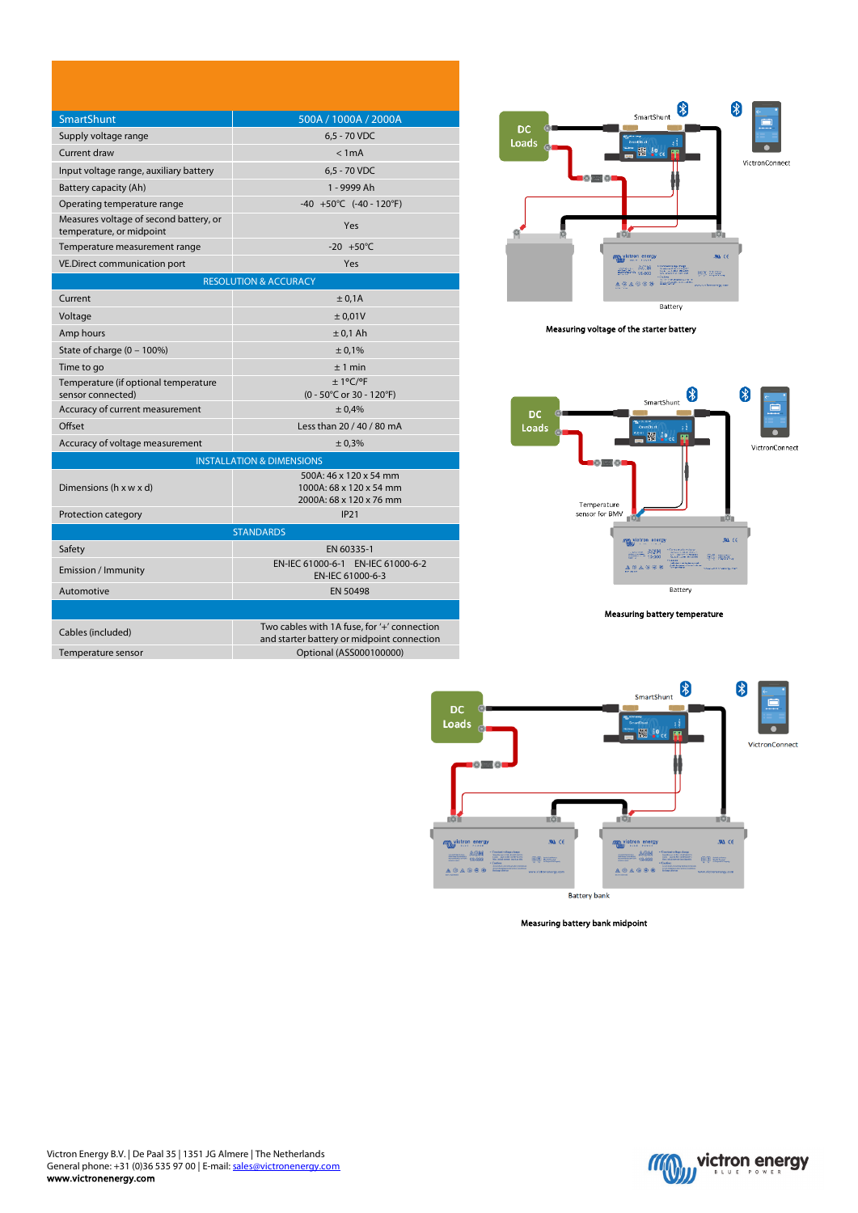| SmartShunt | 500A / 1000A / 2000A |
|---|---|
| Supply voltage range | 6,5 - 70 VDC |
| Current draw | < 1mA |
| Input voltage range, auxiliary battery | 6,5 - 70 VDC |
| Battery capacity (Ah) | 1 - 9999 Ah |
| Operating temperature range | -40 +50°C (-40 - 120°F) |
| Measures voltage of second battery, or temperature, or midpoint | Yes |
| Temperature measurement range | -20 +50°C |
| VE.Direct communication port | Yes |
| **RESOLUTION & ACCURACY** | |
| Current | ± 0,1A |
| Voltage | ± 0,01V |
| Amp hours | ± 0,1 Ah |
| State of charge (0 – 100%) | ± 0,1% |
| Time to go | ± 1 min |
| Temperature (if optional temperature sensor connected) | ± 1°C/°F (0 - 50°C or 30 - 120°F) |
| Accuracy of current measurement | ± 0,4% |
| Offset | Less than 20 / 40 / 80 mA |
| Accuracy of voltage measurement | ± 0,3% |
| **INSTALLATION & DIMENSIONS** | |
| Dimensions (h x w x d) | 500A: 46 x 120 x 54 mm<br>1000A: 68 x 120 x 54 mm<br>2000A: 68 x 120 x 76 mm |
| Protection category | IP21 |
| **STANDARDS** | |
| Safety | EN 60335-1 |
| Emission / Immunity | EN-IEC 61000-6-1 EN-IEC 61000-6-2<br>EN-IEC 61000-6-3 |
| Automotive | EN 50498 |
| | |
| Cables (included) | Two cables with 1A fuse, for '+' connection and starter battery or midpoint connection |
| Temperature sensor | Optional (ASS000100000) |

DC Loads
SmartShunt
VictronConnect
Battery

Measuring voltage of the starter battery

DC Loads
SmartShunt
VictronConnect
Temperature sensor for BMV
Battery

Measuring battery temperature

DC Loads
SmartShunt
VictronConnect
Battery bank

Measuring battery bank midpoint

Victron Energy B.V. | De Paal 35 | 1351 JG Almere | The Netherlands
General phone: +31 (0)36 535 97 00 | E-mail: sales@victronenergy.com
**www.victronenergy.com**